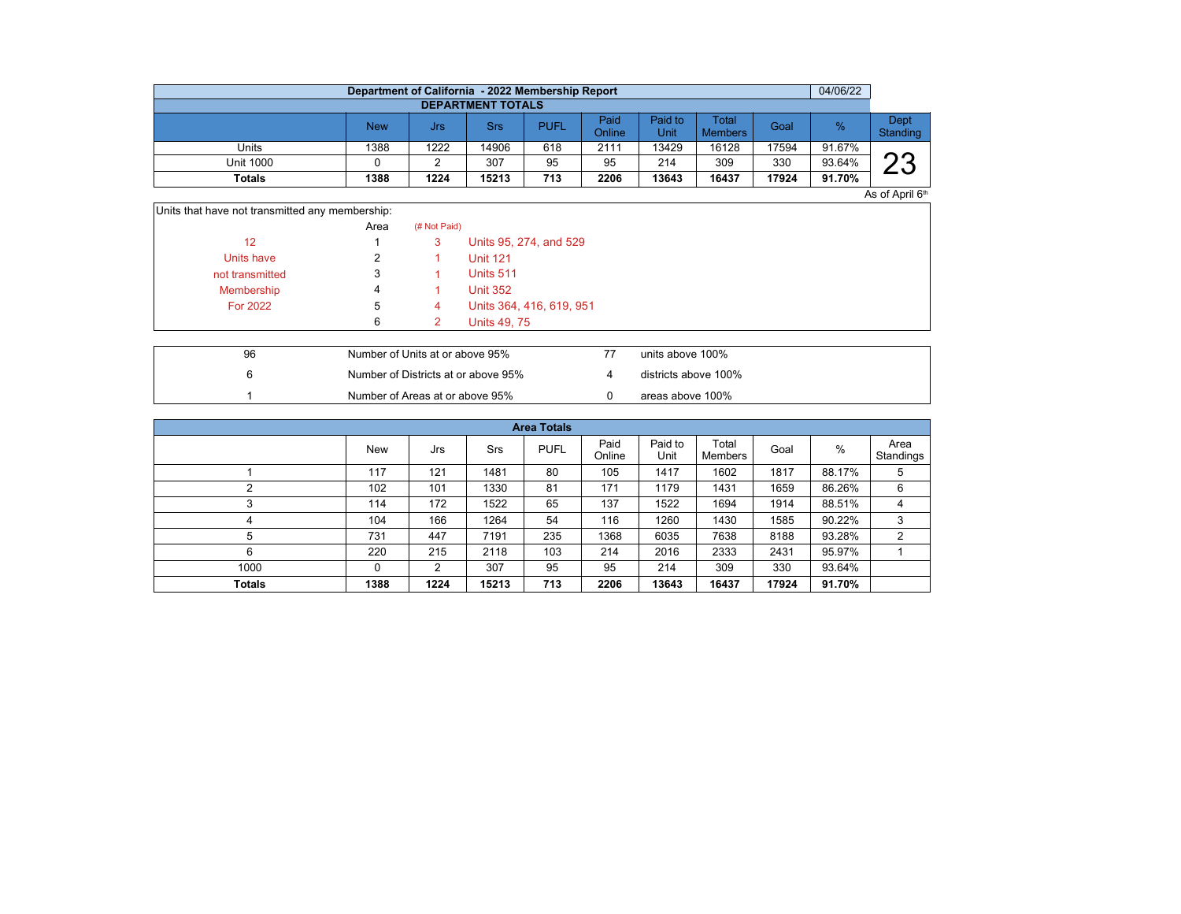# Department of California - 2022 Membership Report

04/06/22

## DEPARTMENT TOTALS

| | New | Jrs | Srs | PUFL | Paid Online | Paid to Unit | Total Members | Goal | % | Dept Standing |
|---|---|---|---|---|---|---|---|---|---|---|
| Units | 1388 | 1222 | 14906 | 618 | 2111 | 13429 | 16128 | 17594 | 91.67% | 23 |
| Unit 1000 | 0 | 2 | 307 | 95 | 95 | 214 | 309 | 330 | 93.64% | |
| **Totals** | **1388** | **1224** | **15213** | **713** | **2206** | **13643** | **16437** | **17924** | **91.70%** | |

As of April 6th

Units that have not transmitted any membership:

| | Area | (# Not Paid) | |
|---|---|---|---|
| 12 | 1 | 3 | Units 95, 274, and 529 |
| Units have | 2 | 1 | Unit 121 |
| not transmitted | 3 | 1 | Units 511 |
| Membership | 4 | 1 | Unit 352 |
| For 2022 | 5 | 4 | Units 364, 416, 619, 951 |
| | 6 | 2 | Units 49, 75 |

| | | | |
|---|---|---|---|
| 96 | Number of Units at or above 95% | 77 | units above 100% |
| 6 | Number of Districts at or above 95% | 4 | districts above 100% |
| 1 | Number of Areas at or above 95% | 0 | areas above 100% |

## Area Totals

| | New | Jrs | Srs | PUFL | Paid Online | Paid to Unit | Total Members | Goal | % | Area Standings |
|---|---|---|---|---|---|---|---|---|---|---|
| 1 | 117 | 121 | 1481 | 80 | 105 | 1417 | 1602 | 1817 | 88.17% | 5 |
| 2 | 102 | 101 | 1330 | 81 | 171 | 1179 | 1431 | 1659 | 86.26% | 6 |
| 3 | 114 | 172 | 1522 | 65 | 137 | 1522 | 1694 | 1914 | 88.51% | 4 |
| 4 | 104 | 166 | 1264 | 54 | 116 | 1260 | 1430 | 1585 | 90.22% | 3 |
| 5 | 731 | 447 | 7191 | 235 | 1368 | 6035 | 7638 | 8188 | 93.28% | 2 |
| 6 | 220 | 215 | 2118 | 103 | 214 | 2016 | 2333 | 2431 | 95.97% | 1 |
| 1000 | 0 | 2 | 307 | 95 | 95 | 214 | 309 | 330 | 93.64% | |
| **Totals** | **1388** | **1224** | **15213** | **713** | **2206** | **13643** | **16437** | **17924** | **91.70%** | |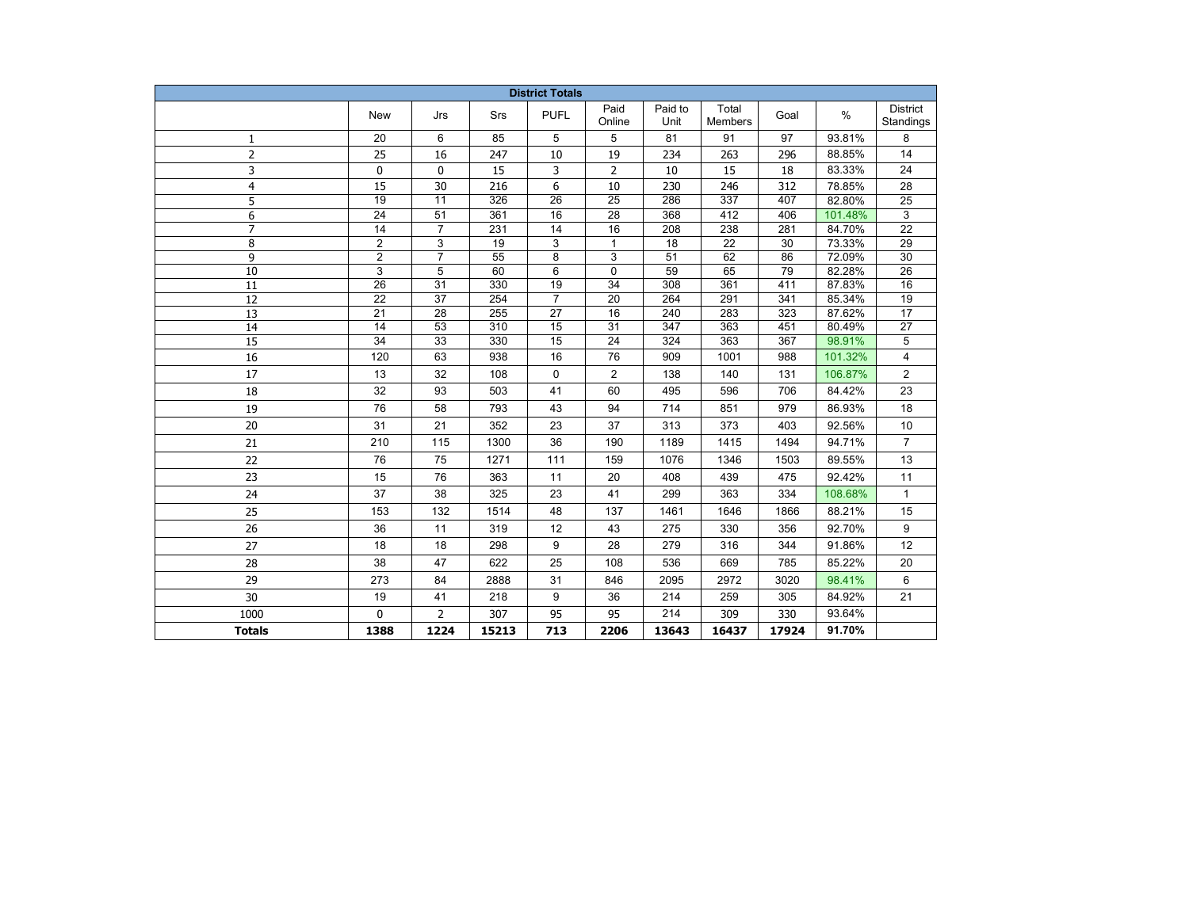| District Totals | | | | | | | | | | |
|---|---|---|---|---|---|---|---|---|---|---|
| | New | Jrs | Srs | PUFL | Paid Online | Paid to Unit | Total Members | Goal | % | District Standings |
| 1 | 20 | 6 | 85 | 5 | 5 | 81 | 91 | 97 | 93.81% | 8 |
| 2 | 25 | 16 | 247 | 10 | 19 | 234 | 263 | 296 | 88.85% | 14 |
| 3 | 0 | 0 | 15 | 3 | 2 | 10 | 15 | 18 | 83.33% | 24 |
| 4 | 15 | 30 | 216 | 6 | 10 | 230 | 246 | 312 | 78.85% | 28 |
| 5 | 19 | 11 | 326 | 26 | 25 | 286 | 337 | 407 | 82.80% | 25 |
| 6 | 24 | 51 | 361 | 16 | 28 | 368 | 412 | 406 | 101.48% | 3 |
| 7 | 14 | 7 | 231 | 14 | 16 | 208 | 238 | 281 | 84.70% | 22 |
| 8 | 2 | 3 | 19 | 3 | 1 | 18 | 22 | 30 | 73.33% | 29 |
| 9 | 2 | 7 | 55 | 8 | 3 | 51 | 62 | 86 | 72.09% | 30 |
| 10 | 3 | 5 | 60 | 6 | 0 | 59 | 65 | 79 | 82.28% | 26 |
| 11 | 26 | 31 | 330 | 19 | 34 | 308 | 361 | 411 | 87.83% | 16 |
| 12 | 22 | 37 | 254 | 7 | 20 | 264 | 291 | 341 | 85.34% | 19 |
| 13 | 21 | 28 | 255 | 27 | 16 | 240 | 283 | 323 | 87.62% | 17 |
| 14 | 14 | 53 | 310 | 15 | 31 | 347 | 363 | 451 | 80.49% | 27 |
| 15 | 34 | 33 | 330 | 15 | 24 | 324 | 363 | 367 | 98.91% | 5 |
| 16 | 120 | 63 | 938 | 16 | 76 | 909 | 1001 | 988 | 101.32% | 4 |
| 17 | 13 | 32 | 108 | 0 | 2 | 138 | 140 | 131 | 106.87% | 2 |
| 18 | 32 | 93 | 503 | 41 | 60 | 495 | 596 | 706 | 84.42% | 23 |
| 19 | 76 | 58 | 793 | 43 | 94 | 714 | 851 | 979 | 86.93% | 18 |
| 20 | 31 | 21 | 352 | 23 | 37 | 313 | 373 | 403 | 92.56% | 10 |
| 21 | 210 | 115 | 1300 | 36 | 190 | 1189 | 1415 | 1494 | 94.71% | 7 |
| 22 | 76 | 75 | 1271 | 111 | 159 | 1076 | 1346 | 1503 | 89.55% | 13 |
| 23 | 15 | 76 | 363 | 11 | 20 | 408 | 439 | 475 | 92.42% | 11 |
| 24 | 37 | 38 | 325 | 23 | 41 | 299 | 363 | 334 | 108.68% | 1 |
| 25 | 153 | 132 | 1514 | 48 | 137 | 1461 | 1646 | 1866 | 88.21% | 15 |
| 26 | 36 | 11 | 319 | 12 | 43 | 275 | 330 | 356 | 92.70% | 9 |
| 27 | 18 | 18 | 298 | 9 | 28 | 279 | 316 | 344 | 91.86% | 12 |
| 28 | 38 | 47 | 622 | 25 | 108 | 536 | 669 | 785 | 85.22% | 20 |
| 29 | 273 | 84 | 2888 | 31 | 846 | 2095 | 2972 | 3020 | 98.41% | 6 |
| 30 | 19 | 41 | 218 | 9 | 36 | 214 | 259 | 305 | 84.92% | 21 |
| 1000 | 0 | 2 | 307 | 95 | 95 | 214 | 309 | 330 | 93.64% | |
| **Totals** | **1388** | **1224** | **15213** | **713** | **2206** | **13643** | **16437** | **17924** | **91.70%** | |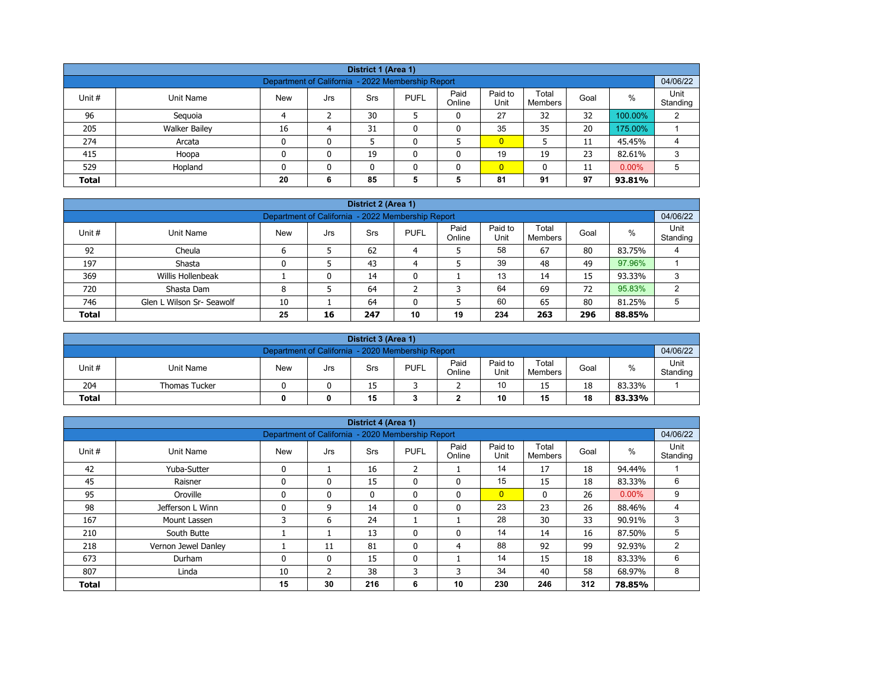| District 1 (Area 1) | | | | | | | | | | |
|---|---|---|---|---|---|---|---|---|---|---|
| Department of California - 2022 Membership Report | | | | | | | | | | 04/06/22 |
| Unit # | Unit Name | New | Jrs | Srs | PUFL | Paid Online | Paid to Unit | Total Members | Goal | % | Unit Standing |
| 96 | Sequoia | 4 | 2 | 30 | 5 | 0 | 27 | 32 | 32 | 100.00% | 2 |
| 205 | Walker Bailey | 16 | 4 | 31 | 0 | 0 | 35 | 35 | 20 | 175.00% | 1 |
| 274 | Arcata | 0 | 0 | 5 | 0 | 5 | 0 | 5 | 11 | 45.45% | 4 |
| 415 | Hoopa | 0 | 0 | 19 | 0 | 0 | 19 | 19 | 23 | 82.61% | 3 |
| 529 | Hopland | 0 | 0 | 0 | 0 | 0 | 0 | 0 | 11 | 0.00% | 5 |
| **Total** | | **20** | **6** | **85** | **5** | **5** | **81** | **91** | **97** | **93.81%** | |

| District 2 (Area 1) | | | | | | | | | | | |
|---|---|---|---|---|---|---|---|---|---|---|---|
| Department of California - 2022 Membership Report | | | | | | | | | | | 04/06/22 |
| Unit # | Unit Name | New | Jrs | Srs | PUFL | Paid Online | Paid to Unit | Total Members | Goal | % | Unit Standing |
| 92 | Cheula | 6 | 5 | 62 | 4 | 5 | 58 | 67 | 80 | 83.75% | 4 |
| 197 | Shasta | 0 | 5 | 43 | 4 | 5 | 39 | 48 | 49 | 97.96% | 1 |
| 369 | Willis Hollenbeak | 1 | 0 | 14 | 0 | 1 | 13 | 14 | 15 | 93.33% | 3 |
| 720 | Shasta Dam | 8 | 5 | 64 | 2 | 3 | 64 | 69 | 72 | 95.83% | 2 |
| 746 | Glen L Wilson Sr- Seawolf | 10 | 1 | 64 | 0 | 5 | 60 | 65 | 80 | 81.25% | 5 |
| **Total** | | **25** | **16** | **247** | **10** | **19** | **234** | **263** | **296** | **88.85%** | |

| District 3 (Area 1) | | | | | | | | | | | |
|---|---|---|---|---|---|---|---|---|---|---|---|
| Department of California - 2020 Membership Report | | | | | | | | | | | 04/06/22 |
| Unit # | Unit Name | New | Jrs | Srs | PUFL | Paid Online | Paid to Unit | Total Members | Goal | % | Unit Standing |
| 204 | Thomas Tucker | 0 | 0 | 15 | 3 | 2 | 10 | 15 | 18 | 83.33% | 1 |
| **Total** | | **0** | **0** | **15** | **3** | **2** | **10** | **15** | **18** | **83.33%** | |

| District 4 (Area 1) | | | | | | | | | | | |
|---|---|---|---|---|---|---|---|---|---|---|---|
| Department of California - 2020 Membership Report | | | | | | | | | | | 04/06/22 |
| Unit # | Unit Name | New | Jrs | Srs | PUFL | Paid Online | Paid to Unit | Total Members | Goal | % | Unit Standing |
| 42 | Yuba-Sutter | 0 | 1 | 16 | 2 | 1 | 14 | 17 | 18 | 94.44% | 1 |
| 45 | Raisner | 0 | 0 | 15 | 0 | 0 | 15 | 15 | 18 | 83.33% | 6 |
| 95 | Oroville | 0 | 0 | 0 | 0 | 0 | 0 | 0 | 26 | 0.00% | 9 |
| 98 | Jefferson L Winn | 0 | 9 | 14 | 0 | 0 | 23 | 23 | 26 | 88.46% | 4 |
| 167 | Mount Lassen | 3 | 6 | 24 | 1 | 1 | 28 | 30 | 33 | 90.91% | 3 |
| 210 | South Butte | 1 | 1 | 13 | 0 | 0 | 14 | 14 | 16 | 87.50% | 5 |
| 218 | Vernon Jewel Danley | 1 | 11 | 81 | 0 | 4 | 88 | 92 | 99 | 92.93% | 2 |
| 673 | Durham | 0 | 0 | 15 | 0 | 1 | 14 | 15 | 18 | 83.33% | 6 |
| 807 | Linda | 10 | 2 | 38 | 3 | 3 | 34 | 40 | 58 | 68.97% | 8 |
| **Total** | | **15** | **30** | **216** | **6** | **10** | **230** | **246** | **312** | **78.85%** | |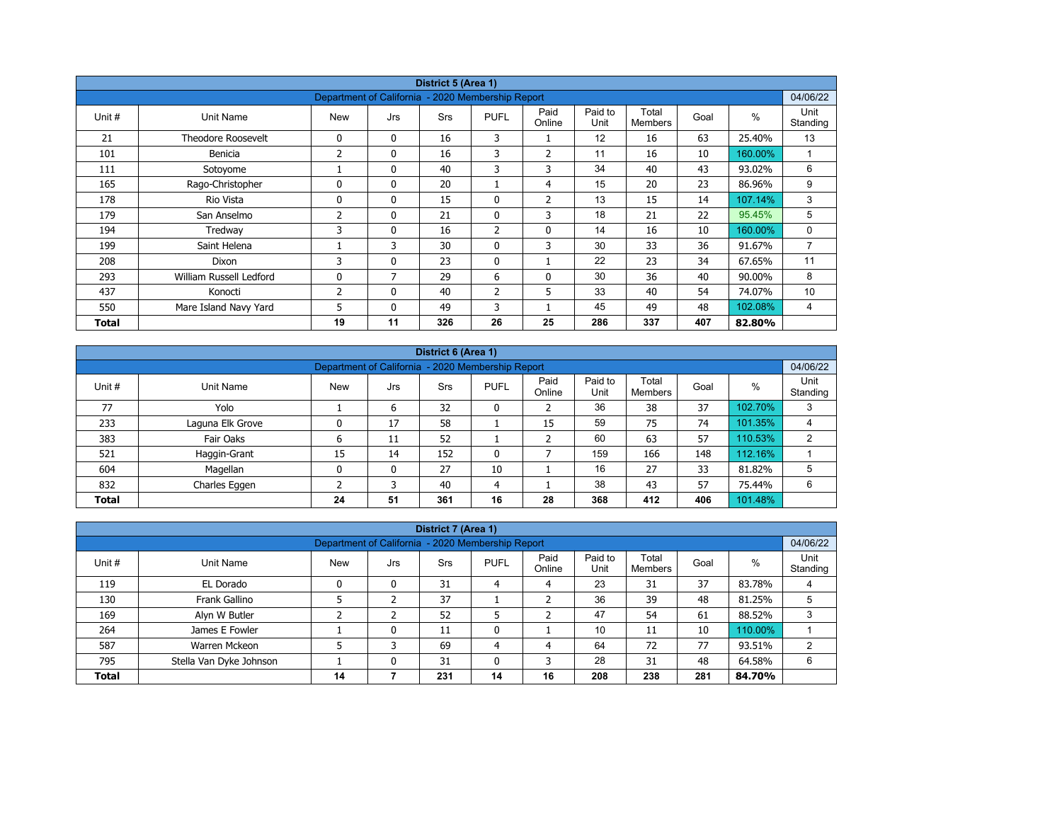| District 5 (Area 1) | | | | | | | | | | |
|---|---|---|---|---|---|---|---|---|---|---|
| Department of California - 2020 Membership Report | | | | | | | | | | 04/06/22 |
| Unit # | Unit Name | New | Jrs | Srs | PUFL | Paid Online | Paid to Unit | Total Members | Goal | % | Unit Standing |
| 21 | Theodore Roosevelt | 0 | 0 | 16 | 3 | 1 | 12 | 16 | 63 | 25.40% | 13 |
| 101 | Benicia | 2 | 0 | 16 | 3 | 2 | 11 | 16 | 10 | 160.00% | 1 |
| 111 | Sotoyome | 1 | 0 | 40 | 3 | 3 | 34 | 40 | 43 | 93.02% | 6 |
| 165 | Rago-Christopher | 0 | 0 | 20 | 1 | 4 | 15 | 20 | 23 | 86.96% | 9 |
| 178 | Rio Vista | 0 | 0 | 15 | 0 | 2 | 13 | 15 | 14 | 107.14% | 3 |
| 179 | San Anselmo | 2 | 0 | 21 | 0 | 3 | 18 | 21 | 22 | 95.45% | 5 |
| 194 | Tredway | 3 | 0 | 16 | 2 | 0 | 14 | 16 | 10 | 160.00% | 0 |
| 199 | Saint Helena | 1 | 3 | 30 | 0 | 3 | 30 | 33 | 36 | 91.67% | 7 |
| 208 | Dixon | 3 | 0 | 23 | 0 | 1 | 22 | 23 | 34 | 67.65% | 11 |
| 293 | William Russell Ledford | 0 | 7 | 29 | 6 | 0 | 30 | 36 | 40 | 90.00% | 8 |
| 437 | Konocti | 2 | 0 | 40 | 2 | 5 | 33 | 40 | 54 | 74.07% | 10 |
| 550 | Mare Island Navy Yard | 5 | 0 | 49 | 3 | 1 | 45 | 49 | 48 | 102.08% | 4 |
| **Total** | | **19** | **11** | **326** | **26** | **25** | **286** | **337** | **407** | **82.80%** | |

| District 6 (Area 1) | | | | | | | | | | | |
|---|---|---|---|---|---|---|---|---|---|---|---|
| Department of California - 2020 Membership Report | | | | | | | | | | | 04/06/22 |
| Unit # | Unit Name | New | Jrs | Srs | PUFL | Paid Online | Paid to Unit | Total Members | Goal | % | Unit Standing |
| 77 | Yolo | 1 | 6 | 32 | 0 | 2 | 36 | 38 | 37 | 102.70% | 3 |
| 233 | Laguna Elk Grove | 0 | 17 | 58 | 1 | 15 | 59 | 75 | 74 | 101.35% | 4 |
| 383 | Fair Oaks | 6 | 11 | 52 | 1 | 2 | 60 | 63 | 57 | 110.53% | 2 |
| 521 | Haggin-Grant | 15 | 14 | 152 | 0 | 7 | 159 | 166 | 148 | 112.16% | 1 |
| 604 | Magellan | 0 | 0 | 27 | 10 | 1 | 16 | 27 | 33 | 81.82% | 5 |
| 832 | Charles Eggen | 2 | 3 | 40 | 4 | 1 | 38 | 43 | 57 | 75.44% | 6 |
| **Total** | | **24** | **51** | **361** | **16** | **28** | **368** | **412** | **406** | **101.48%** | |

| District 7 (Area 1) | | | | | | | | | | | |
|---|---|---|---|---|---|---|---|---|---|---|---|
| Department of California - 2020 Membership Report | | | | | | | | | | | 04/06/22 |
| Unit # | Unit Name | New | Jrs | Srs | PUFL | Paid Online | Paid to Unit | Total Members | Goal | % | Unit Standing |
| 119 | EL Dorado | 0 | 0 | 31 | 4 | 4 | 23 | 31 | 37 | 83.78% | 4 |
| 130 | Frank Gallino | 5 | 2 | 37 | 1 | 2 | 36 | 39 | 48 | 81.25% | 5 |
| 169 | Alyn W Butler | 2 | 2 | 52 | 5 | 2 | 47 | 54 | 61 | 88.52% | 3 |
| 264 | James E Fowler | 1 | 0 | 11 | 0 | 1 | 10 | 11 | 10 | 110.00% | 1 |
| 587 | Warren Mckeon | 5 | 3 | 69 | 4 | 4 | 64 | 72 | 77 | 93.51% | 2 |
| 795 | Stella Van Dyke Johnson | 1 | 0 | 31 | 0 | 3 | 28 | 31 | 48 | 64.58% | 6 |
| **Total** | | **14** | **7** | **231** | **14** | **16** | **208** | **238** | **281** | **84.70%** | |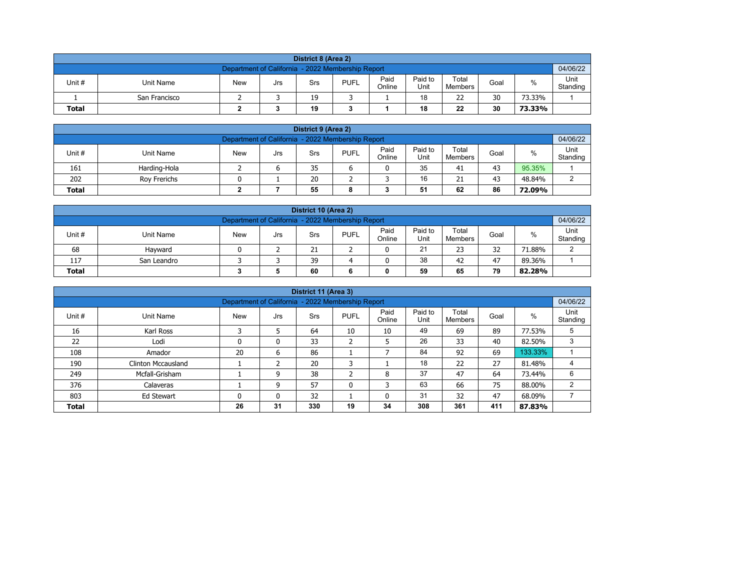| District 8 (Area 2) | | | | | | | | | | |
|---|---|---|---|---|---|---|---|---|---|---|
| Department of California - 2022 Membership Report | | | | | | | | | | 04/06/22 |
| Unit # | Unit Name | New | Jrs | Srs | PUFL | Paid Online | Paid to Unit | Total Members | Goal | % | Unit Standing |
| 1 | San Francisco | 2 | 3 | 19 | 3 | 1 | 18 | 22 | 30 | 73.33% | 1 |
| **Total** | | **2** | **3** | **19** | **3** | **1** | **18** | **22** | **30** | **73.33%** | |

| District 9 (Area 2) | | | | | | | | | | | |
|---|---|---|---|---|---|---|---|---|---|---|---|
| Department of California - 2022 Membership Report | | | | | | | | | | | 04/06/22 |
| Unit # | Unit Name | New | Jrs | Srs | PUFL | Paid Online | Paid to Unit | Total Members | Goal | % | Unit Standing |
| 161 | Harding-Hola | 2 | 6 | 35 | 6 | 0 | 35 | 41 | 43 | 95.35% | 1 |
| 202 | Roy Frerichs | 0 | 1 | 20 | 2 | 3 | 16 | 21 | 43 | 48.84% | 2 |
| **Total** | | **2** | **7** | **55** | **8** | **3** | **51** | **62** | **86** | **72.09%** | |

| District 10 (Area 2) | | | | | | | | | | | |
|---|---|---|---|---|---|---|---|---|---|---|---|
| Department of California - 2022 Membership Report | | | | | | | | | | | 04/06/22 |
| Unit # | Unit Name | New | Jrs | Srs | PUFL | Paid Online | Paid to Unit | Total Members | Goal | % | Unit Standing |
| 68 | Hayward | 0 | 2 | 21 | 2 | 0 | 21 | 23 | 32 | 71.88% | 2 |
| 117 | San Leandro | 3 | 3 | 39 | 4 | 0 | 38 | 42 | 47 | 89.36% | 1 |
| **Total** | | **3** | **5** | **60** | **6** | **0** | **59** | **65** | **79** | **82.28%** | |

| District 11 (Area 3) | | | | | | | | | | | |
|---|---|---|---|---|---|---|---|---|---|---|---|
| Department of California - 2022 Membership Report | | | | | | | | | | | 04/06/22 |
| Unit # | Unit Name | New | Jrs | Srs | PUFL | Paid Online | Paid to Unit | Total Members | Goal | % | Unit Standing |
| 16 | Karl Ross | 3 | 5 | 64 | 10 | 10 | 49 | 69 | 89 | 77.53% | 5 |
| 22 | Lodi | 0 | 0 | 33 | 2 | 5 | 26 | 33 | 40 | 82.50% | 3 |
| 108 | Amador | 20 | 6 | 86 | 1 | 7 | 84 | 92 | 69 | 133.33% | 1 |
| 190 | Clinton Mccausland | 1 | 2 | 20 | 3 | 1 | 18 | 22 | 27 | 81.48% | 4 |
| 249 | Mcfall-Grisham | 1 | 9 | 38 | 2 | 8 | 37 | 47 | 64 | 73.44% | 6 |
| 376 | Calaveras | 1 | 9 | 57 | 0 | 3 | 63 | 66 | 75 | 88.00% | 2 |
| 803 | Ed Stewart | 0 | 0 | 32 | 1 | 0 | 31 | 32 | 47 | 68.09% | 7 |
| **Total** | | **26** | **31** | **330** | **19** | **34** | **308** | **361** | **411** | **87.83%** | |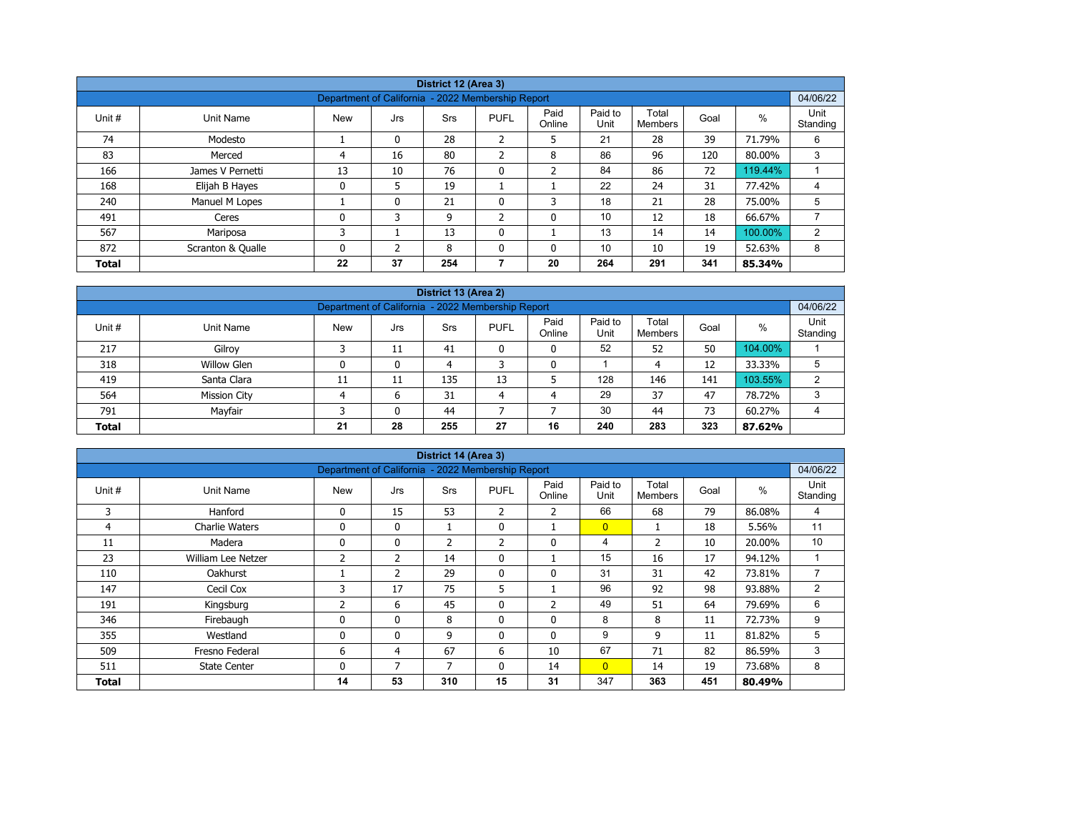| District 12 (Area 3) | | | | | | | | | | | |
|---|---|---|---|---|---|---|---|---|---|---|---|
| Department of California - 2022 Membership Report | | | | | | | | | | | 04/06/22 |
| Unit # | Unit Name | New | Jrs | Srs | PUFL | Paid Online | Paid to Unit | Total Members | Goal | % | Unit Standing |
| 74 | Modesto | 1 | 0 | 28 | 2 | 5 | 21 | 28 | 39 | 71.79% | 6 |
| 83 | Merced | 4 | 16 | 80 | 2 | 8 | 86 | 96 | 120 | 80.00% | 3 |
| 166 | James V Pernetti | 13 | 10 | 76 | 0 | 2 | 84 | 86 | 72 | 119.44% | 1 |
| 168 | Elijah B Hayes | 0 | 5 | 19 | 1 | 1 | 22 | 24 | 31 | 77.42% | 4 |
| 240 | Manuel M Lopes | 1 | 0 | 21 | 0 | 3 | 18 | 21 | 28 | 75.00% | 5 |
| 491 | Ceres | 0 | 3 | 9 | 2 | 0 | 10 | 12 | 18 | 66.67% | 7 |
| 567 | Mariposa | 3 | 1 | 13 | 0 | 1 | 13 | 14 | 14 | 100.00% | 2 |
| 872 | Scranton & Qualle | 0 | 2 | 8 | 0 | 0 | 10 | 10 | 19 | 52.63% | 8 |
| **Total** | | **22** | **37** | **254** | **7** | **20** | **264** | **291** | **341** | **85.34%** | |

| District 13 (Area 2) | | | | | | | | | | | |
|---|---|---|---|---|---|---|---|---|---|---|---|
| Department of California - 2022 Membership Report | | | | | | | | | | | 04/06/22 |
| Unit # | Unit Name | New | Jrs | Srs | PUFL | Paid Online | Paid to Unit | Total Members | Goal | % | Unit Standing |
| 217 | Gilroy | 3 | 11 | 41 | 0 | 0 | 52 | 52 | 50 | 104.00% | 1 |
| 318 | Willow Glen | 0 | 0 | 4 | 3 | 0 | 1 | 4 | 12 | 33.33% | 5 |
| 419 | Santa Clara | 11 | 11 | 135 | 13 | 5 | 128 | 146 | 141 | 103.55% | 2 |
| 564 | Mission City | 4 | 6 | 31 | 4 | 4 | 29 | 37 | 47 | 78.72% | 3 |
| 791 | Mayfair | 3 | 0 | 44 | 7 | 7 | 30 | 44 | 73 | 60.27% | 4 |
| **Total** | | **21** | **28** | **255** | **27** | **16** | **240** | **283** | **323** | **87.62%** | |

| District 14 (Area 3) | | | | | | | | | | | |
|---|---|---|---|---|---|---|---|---|---|---|---|
| Department of California - 2022 Membership Report | | | | | | | | | | | 04/06/22 |
| Unit # | Unit Name | New | Jrs | Srs | PUFL | Paid Online | Paid to Unit | Total Members | Goal | % | Unit Standing |
| 3 | Hanford | 0 | 15 | 53 | 2 | 2 | 66 | 68 | 79 | 86.08% | 4 |
| 4 | Charlie Waters | 0 | 0 | 1 | 0 | 1 | 0 | 1 | 18 | 5.56% | 11 |
| 11 | Madera | 0 | 0 | 2 | 2 | 0 | 4 | 2 | 10 | 20.00% | 10 |
| 23 | William Lee Netzer | 2 | 2 | 14 | 0 | 1 | 15 | 16 | 17 | 94.12% | 1 |
| 110 | Oakhurst | 1 | 2 | 29 | 0 | 0 | 31 | 31 | 42 | 73.81% | 7 |
| 147 | Cecil Cox | 3 | 17 | 75 | 5 | 1 | 96 | 92 | 98 | 93.88% | 2 |
| 191 | Kingsburg | 2 | 6 | 45 | 0 | 2 | 49 | 51 | 64 | 79.69% | 6 |
| 346 | Firebaugh | 0 | 0 | 8 | 0 | 0 | 8 | 8 | 11 | 72.73% | 9 |
| 355 | Westland | 0 | 0 | 9 | 0 | 0 | 9 | 9 | 11 | 81.82% | 5 |
| 509 | Fresno Federal | 6 | 4 | 67 | 6 | 10 | 67 | 71 | 82 | 86.59% | 3 |
| 511 | State Center | 0 | 7 | 7 | 0 | 14 | 0 | 14 | 19 | 73.68% | 8 |
| **Total** | | **14** | **53** | **310** | **15** | **31** | 347 | **363** | **451** | **80.49%** | |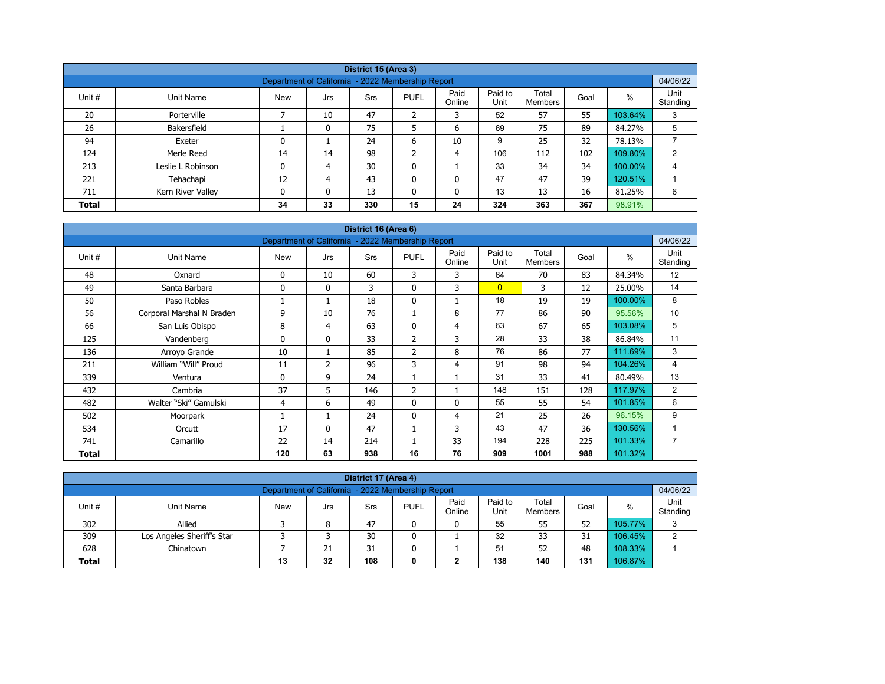| District 15 (Area 3) | | | | | | | | | | |
|---|---|---|---|---|---|---|---|---|---|---|
| Department of California - 2022 Membership Report | | | | | | | | | | 04/06/22 |
| Unit # | Unit Name | New | Jrs | Srs | PUFL | Paid Online | Paid to Unit | Total Members | Goal | % | Unit Standing |
| 20 | Porterville | 7 | 10 | 47 | 2 | 3 | 52 | 57 | 55 | 103.64% | 3 |
| 26 | Bakersfield | 1 | 0 | 75 | 5 | 6 | 69 | 75 | 89 | 84.27% | 5 |
| 94 | Exeter | 0 | 1 | 24 | 6 | 10 | 9 | 25 | 32 | 78.13% | 7 |
| 124 | Merle Reed | 14 | 14 | 98 | 2 | 4 | 106 | 112 | 102 | 109.80% | 2 |
| 213 | Leslie L Robinson | 0 | 4 | 30 | 0 | 1 | 33 | 34 | 34 | 100.00% | 4 |
| 221 | Tehachapi | 12 | 4 | 43 | 0 | 0 | 47 | 47 | 39 | 120.51% | 1 |
| 711 | Kern River Valley | 0 | 0 | 13 | 0 | 0 | 13 | 13 | 16 | 81.25% | 6 |
| **Total** | | **34** | **33** | **330** | **15** | **24** | **324** | **363** | **367** | 98.91% | |

| District 16 (Area 6) | | | | | | | | | | | |
|---|---|---|---|---|---|---|---|---|---|---|---|
| Department of California - 2022 Membership Report | | | | | | | | | | | 04/06/22 |
| Unit # | Unit Name | New | Jrs | Srs | PUFL | Paid Online | Paid to Unit | Total Members | Goal | % | Unit Standing |
| 48 | Oxnard | 0 | 10 | 60 | 3 | 3 | 64 | 70 | 83 | 84.34% | 12 |
| 49 | Santa Barbara | 0 | 0 | 3 | 0 | 3 | 0 | 3 | 12 | 25.00% | 14 |
| 50 | Paso Robles | 1 | 1 | 18 | 0 | 1 | 18 | 19 | 19 | 100.00% | 8 |
| 56 | Corporal Marshal N Braden | 9 | 10 | 76 | 1 | 8 | 77 | 86 | 90 | 95.56% | 10 |
| 66 | San Luis Obispo | 8 | 4 | 63 | 0 | 4 | 63 | 67 | 65 | 103.08% | 5 |
| 125 | Vandenberg | 0 | 0 | 33 | 2 | 3 | 28 | 33 | 38 | 86.84% | 11 |
| 136 | Arroyo Grande | 10 | 1 | 85 | 2 | 8 | 76 | 86 | 77 | 111.69% | 3 |
| 211 | William "Will" Proud | 11 | 2 | 96 | 3 | 4 | 91 | 98 | 94 | 104.26% | 4 |
| 339 | Ventura | 0 | 9 | 24 | 1 | 1 | 31 | 33 | 41 | 80.49% | 13 |
| 432 | Cambria | 37 | 5 | 146 | 2 | 1 | 148 | 151 | 128 | 117.97% | 2 |
| 482 | Walter "Ski" Gamulski | 4 | 6 | 49 | 0 | 0 | 55 | 55 | 54 | 101.85% | 6 |
| 502 | Moorpark | 1 | 1 | 24 | 0 | 4 | 21 | 25 | 26 | 96.15% | 9 |
| 534 | Orcutt | 17 | 0 | 47 | 1 | 3 | 43 | 47 | 36 | 130.56% | 1 |
| 741 | Camarillo | 22 | 14 | 214 | 1 | 33 | 194 | 228 | 225 | 101.33% | 7 |
| **Total** | | **120** | **63** | **938** | **16** | **76** | **909** | **1001** | **988** | 101.32% | |

| District 17 (Area 4) | | | | | | | | | | | |
|---|---|---|---|---|---|---|---|---|---|---|---|
| Department of California - 2022 Membership Report | | | | | | | | | | | 04/06/22 |
| Unit # | Unit Name | New | Jrs | Srs | PUFL | Paid Online | Paid to Unit | Total Members | Goal | % | Unit Standing |
| 302 | Allied | 3 | 8 | 47 | 0 | 0 | 55 | 55 | 52 | 105.77% | 3 |
| 309 | Los Angeles Sheriff's Star | 3 | 3 | 30 | 0 | 1 | 32 | 33 | 31 | 106.45% | 2 |
| 628 | Chinatown | 7 | 21 | 31 | 0 | 1 | 51 | 52 | 48 | 108.33% | 1 |
| **Total** | | **13** | **32** | **108** | **0** | **2** | **138** | **140** | **131** | 106.87% | |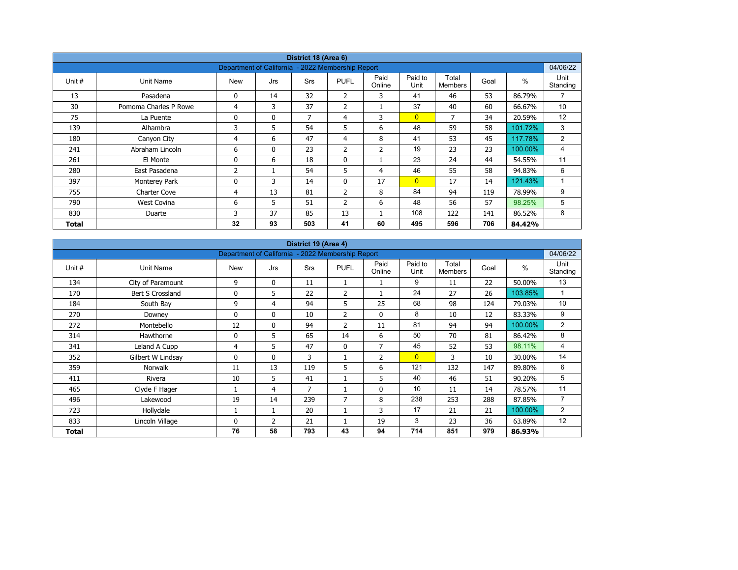| District 18 (Area 6) | | | | | | | | | | | |
|---|---|---|---|---|---|---|---|---|---|---|---|
| Department of California - 2022 Membership Report | | | | | | | | | | | 04/06/22 |
| Unit # | Unit Name | New | Jrs | Srs | PUFL | Paid Online | Paid to Unit | Total Members | Goal | % | Unit Standing |
| 13 | Pasadena | 0 | 14 | 32 | 2 | 3 | 41 | 46 | 53 | 86.79% | 7 |
| 30 | Pomona Charles P Rowe | 4 | 3 | 37 | 2 | 1 | 37 | 40 | 60 | 66.67% | 10 |
| 75 | La Puente | 0 | 0 | 7 | 4 | 3 | 0 | 7 | 34 | 20.59% | 12 |
| 139 | Alhambra | 3 | 5 | 54 | 5 | 6 | 48 | 59 | 58 | 101.72% | 3 |
| 180 | Canyon City | 4 | 6 | 47 | 4 | 8 | 41 | 53 | 45 | 117.78% | 2 |
| 241 | Abraham Lincoln | 6 | 0 | 23 | 2 | 2 | 19 | 23 | 23 | 100.00% | 4 |
| 261 | El Monte | 0 | 6 | 18 | 0 | 1 | 23 | 24 | 44 | 54.55% | 11 |
| 280 | East Pasadena | 2 | 1 | 54 | 5 | 4 | 46 | 55 | 58 | 94.83% | 6 |
| 397 | Monterey Park | 0 | 3 | 14 | 0 | 17 | 0 | 17 | 14 | 121.43% | 1 |
| 755 | Charter Cove | 4 | 13 | 81 | 2 | 8 | 84 | 94 | 119 | 78.99% | 9 |
| 790 | West Covina | 6 | 5 | 51 | 2 | 6 | 48 | 56 | 57 | 98.25% | 5 |
| 830 | Duarte | 3 | 37 | 85 | 13 | 1 | 108 | 122 | 141 | 86.52% | 8 |
| **Total** | | **32** | **93** | **503** | **41** | **60** | **495** | **596** | **706** | **84.42%** | |

| District 19 (Area 4) | | | | | | | | | | | |
|---|---|---|---|---|---|---|---|---|---|---|---|
| Department of California - 2022 Membership Report | | | | | | | | | | | 04/06/22 |
| Unit # | Unit Name | New | Jrs | Srs | PUFL | Paid Online | Paid to Unit | Total Members | Goal | % | Unit Standing |
| 134 | City of Paramount | 9 | 0 | 11 | 1 | 1 | 9 | 11 | 22 | 50.00% | 13 |
| 170 | Bert S Crossland | 0 | 5 | 22 | 2 | 1 | 24 | 27 | 26 | 103.85% | 1 |
| 184 | South Bay | 9 | 4 | 94 | 5 | 25 | 68 | 98 | 124 | 79.03% | 10 |
| 270 | Downey | 0 | 0 | 10 | 2 | 0 | 8 | 10 | 12 | 83.33% | 9 |
| 272 | Montebello | 12 | 0 | 94 | 2 | 11 | 81 | 94 | 94 | 100.00% | 2 |
| 314 | Hawthorne | 0 | 5 | 65 | 14 | 6 | 50 | 70 | 81 | 86.42% | 8 |
| 341 | Leland A Cupp | 4 | 5 | 47 | 0 | 7 | 45 | 52 | 53 | 98.11% | 4 |
| 352 | Gilbert W Lindsay | 0 | 0 | 3 | 1 | 2 | 0 | 3 | 10 | 30.00% | 14 |
| 359 | Norwalk | 11 | 13 | 119 | 5 | 6 | 121 | 132 | 147 | 89.80% | 6 |
| 411 | Rivera | 10 | 5 | 41 | 1 | 5 | 40 | 46 | 51 | 90.20% | 5 |
| 465 | Clyde F Hager | 1 | 4 | 7 | 1 | 0 | 10 | 11 | 14 | 78.57% | 11 |
| 496 | Lakewood | 19 | 14 | 239 | 7 | 8 | 238 | 253 | 288 | 87.85% | 7 |
| 723 | Hollydale | 1 | 1 | 20 | 1 | 3 | 17 | 21 | 21 | 100.00% | 2 |
| 833 | Lincoln Village | 0 | 2 | 21 | 1 | 19 | 3 | 23 | 36 | 63.89% | 12 |
| **Total** | | **76** | **58** | **793** | **43** | **94** | **714** | **851** | **979** | **86.93%** | |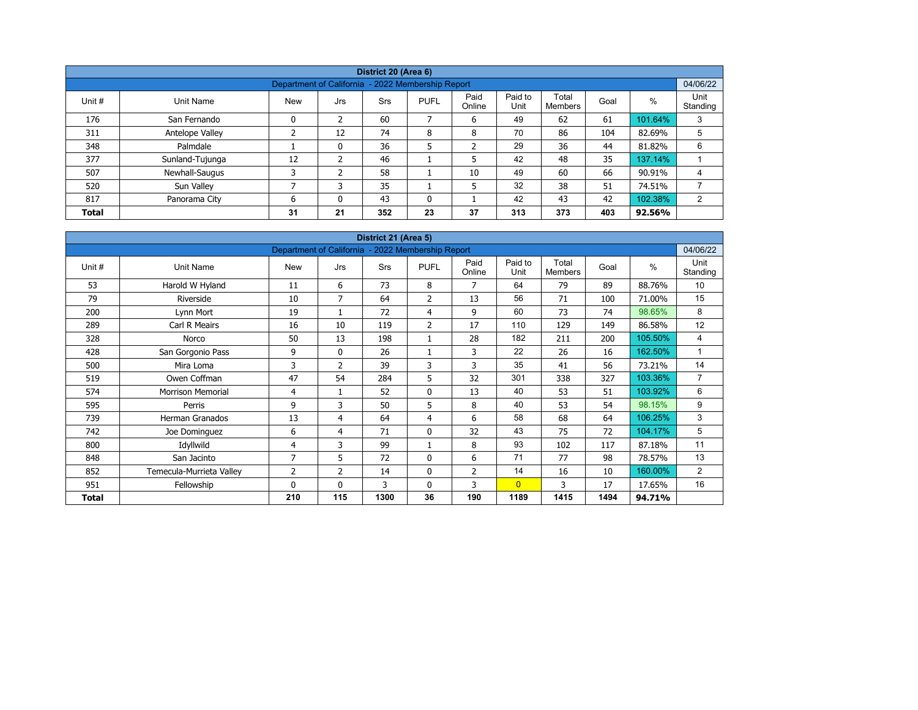## District 20 (Area 6)

Department of California - 2022 Membership Report — 04/06/22

| Unit # | Unit Name | New | Jrs | Srs | PUFL | Paid Online | Paid to Unit | Total Members | Goal | % | Unit Standing |
|---|---|---|---|---|---|---|---|---|---|---|---|
| 176 | San Fernando | 0 | 2 | 60 | 7 | 6 | 49 | 62 | 61 | 101.64% | 3 |
| 311 | Antelope Valley | 2 | 12 | 74 | 8 | 8 | 70 | 86 | 104 | 82.69% | 5 |
| 348 | Palmdale | 1 | 0 | 36 | 5 | 2 | 29 | 36 | 44 | 81.82% | 6 |
| 377 | Sunland-Tujunga | 12 | 2 | 46 | 1 | 5 | 42 | 48 | 35 | 137.14% | 1 |
| 507 | Newhall-Saugus | 3 | 2 | 58 | 1 | 10 | 49 | 60 | 66 | 90.91% | 4 |
| 520 | Sun Valley | 7 | 3 | 35 | 1 | 5 | 32 | 38 | 51 | 74.51% | 7 |
| 817 | Panorama City | 6 | 0 | 43 | 0 | 1 | 42 | 43 | 42 | 102.38% | 2 |
| **Total** | | **31** | **21** | **352** | **23** | **37** | **313** | **373** | **403** | **92.56%** | |

## District 21 (Area 5)

Department of California - 2022 Membership Report — 04/06/22

| Unit # | Unit Name | New | Jrs | Srs | PUFL | Paid Online | Paid to Unit | Total Members | Goal | % | Unit Standing |
|---|---|---|---|---|---|---|---|---|---|---|---|
| 53 | Harold W Hyland | 11 | 6 | 73 | 8 | 7 | 64 | 79 | 89 | 88.76% | 10 |
| 79 | Riverside | 10 | 7 | 64 | 2 | 13 | 56 | 71 | 100 | 71.00% | 15 |
| 200 | Lynn Mort | 19 | 1 | 72 | 4 | 9 | 60 | 73 | 74 | 98.65% | 8 |
| 289 | Carl R Meairs | 16 | 10 | 119 | 2 | 17 | 110 | 129 | 149 | 86.58% | 12 |
| 328 | Norco | 50 | 13 | 198 | 1 | 28 | 182 | 211 | 200 | 105.50% | 4 |
| 428 | San Gorgonio Pass | 9 | 0 | 26 | 1 | 3 | 22 | 26 | 16 | 162.50% | 1 |
| 500 | Mira Loma | 3 | 2 | 39 | 3 | 3 | 35 | 41 | 56 | 73.21% | 14 |
| 519 | Owen Coffman | 47 | 54 | 284 | 5 | 32 | 301 | 338 | 327 | 103.36% | 7 |
| 574 | Morrison Memorial | 4 | 1 | 52 | 0 | 13 | 40 | 53 | 51 | 103.92% | 6 |
| 595 | Perris | 9 | 3 | 50 | 5 | 8 | 40 | 53 | 54 | 98.15% | 9 |
| 739 | Herman Granados | 13 | 4 | 64 | 4 | 6 | 58 | 68 | 64 | 106.25% | 3 |
| 742 | Joe Dominguez | 6 | 4 | 71 | 0 | 32 | 43 | 75 | 72 | 104.17% | 5 |
| 800 | Idyllwild | 4 | 3 | 99 | 1 | 8 | 93 | 102 | 117 | 87.18% | 11 |
| 848 | San Jacinto | 7 | 5 | 72 | 0 | 6 | 71 | 77 | 98 | 78.57% | 13 |
| 852 | Temecula-Murrieta Valley | 2 | 2 | 14 | 0 | 2 | 14 | 16 | 10 | 160.00% | 2 |
| 951 | Fellowship | 0 | 0 | 3 | 0 | 3 | 0 | 3 | 17 | 17.65% | 16 |
| **Total** | | **210** | **115** | **1300** | **36** | **190** | **1189** | **1415** | **1494** | **94.71%** | |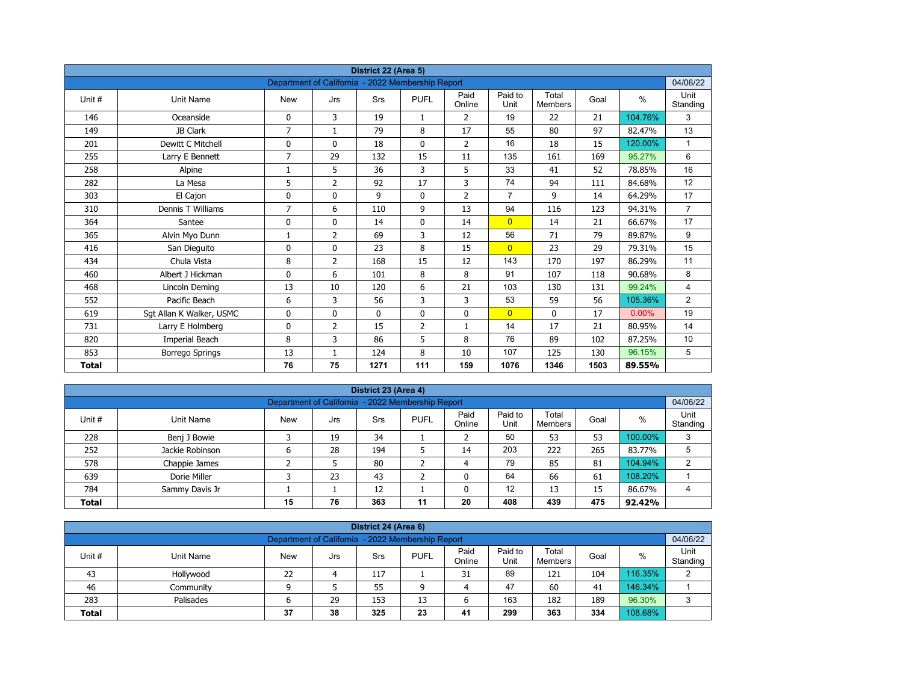## District 22 (Area 5)

| Department of California - 2022 Membership Report | | | | | | | | | | | 04/06/22 |
|---|---|---|---|---|---|---|---|---|---|---|---|
| Unit # | Unit Name | New | Jrs | Srs | PUFL | Paid Online | Paid to Unit | Total Members | Goal | % | Unit Standing |
| 146 | Oceanside | 0 | 3 | 19 | 1 | 2 | 19 | 22 | 21 | 104.76% | 3 |
| 149 | JB Clark | 7 | 1 | 79 | 8 | 17 | 55 | 80 | 97 | 82.47% | 13 |
| 201 | Dewitt C Mitchell | 0 | 0 | 18 | 0 | 2 | 16 | 18 | 15 | 120.00% | 1 |
| 255 | Larry E Bennett | 7 | 29 | 132 | 15 | 11 | 135 | 161 | 169 | 95.27% | 6 |
| 258 | Alpine | 1 | 5 | 36 | 3 | 5 | 33 | 41 | 52 | 78.85% | 16 |
| 282 | La Mesa | 5 | 2 | 92 | 17 | 3 | 74 | 94 | 111 | 84.68% | 12 |
| 303 | El Cajon | 0 | 0 | 9 | 0 | 2 | 7 | 9 | 14 | 64.29% | 17 |
| 310 | Dennis T Williams | 7 | 6 | 110 | 9 | 13 | 94 | 116 | 123 | 94.31% | 7 |
| 364 | Santee | 0 | 0 | 14 | 0 | 14 | 0 | 14 | 21 | 66.67% | 17 |
| 365 | Alvin Myo Dunn | 1 | 2 | 69 | 3 | 12 | 56 | 71 | 79 | 89.87% | 9 |
| 416 | San Dieguito | 0 | 0 | 23 | 8 | 15 | 0 | 23 | 29 | 79.31% | 15 |
| 434 | Chula Vista | 8 | 2 | 168 | 15 | 12 | 143 | 170 | 197 | 86.29% | 11 |
| 460 | Albert J Hickman | 0 | 6 | 101 | 8 | 8 | 91 | 107 | 118 | 90.68% | 8 |
| 468 | Lincoln Deming | 13 | 10 | 120 | 6 | 21 | 103 | 130 | 131 | 99.24% | 4 |
| 552 | Pacific Beach | 6 | 3 | 56 | 3 | 3 | 53 | 59 | 56 | 105.36% | 2 |
| 619 | Sgt Allan K Walker, USMC | 0 | 0 | 0 | 0 | 0 | 0 | 0 | 17 | 0.00% | 19 |
| 731 | Larry E Holmberg | 0 | 2 | 15 | 2 | 1 | 14 | 17 | 21 | 80.95% | 14 |
| 820 | Imperial Beach | 8 | 3 | 86 | 5 | 8 | 76 | 89 | 102 | 87.25% | 10 |
| 853 | Borrego Springs | 13 | 1 | 124 | 8 | 10 | 107 | 125 | 130 | 96.15% | 5 |
| **Total** | | **76** | **75** | **1271** | **111** | **159** | **1076** | **1346** | **1503** | **89.55%** | |

## District 23 (Area 4)

| Department of California - 2022 Membership Report | | | | | | | | | | | 04/06/22 |
|---|---|---|---|---|---|---|---|---|---|---|---|
| Unit # | Unit Name | New | Jrs | Srs | PUFL | Paid Online | Paid to Unit | Total Members | Goal | % | Unit Standing |
| 228 | Benj J Bowie | 3 | 19 | 34 | 1 | 2 | 50 | 53 | 53 | 100.00% | 3 |
| 252 | Jackie Robinson | 6 | 28 | 194 | 5 | 14 | 203 | 222 | 265 | 83.77% | 5 |
| 578 | Chappie James | 2 | 5 | 80 | 2 | 4 | 79 | 85 | 81 | 104.94% | 2 |
| 639 | Dorie Miller | 3 | 23 | 43 | 2 | 0 | 64 | 66 | 61 | 108.20% | 1 |
| 784 | Sammy Davis Jr | 1 | 1 | 12 | 1 | 0 | 12 | 13 | 15 | 86.67% | 4 |
| **Total** | | **15** | **76** | **363** | **11** | **20** | **408** | **439** | **475** | **92.42%** | |

## District 24 (Area 6)

| Department of California - 2022 Membership Report | | | | | | | | | | | 04/06/22 |
|---|---|---|---|---|---|---|---|---|---|---|---|
| Unit # | Unit Name | New | Jrs | Srs | PUFL | Paid Online | Paid to Unit | Total Members | Goal | % | Unit Standing |
| 43 | Hollywood | 22 | 4 | 117 | 1 | 31 | 89 | 121 | 104 | 116.35% | 2 |
| 46 | Community | 9 | 5 | 55 | 9 | 4 | 47 | 60 | 41 | 146.34% | 1 |
| 283 | Palisades | 6 | 29 | 153 | 13 | 6 | 163 | 182 | 189 | 96.30% | 3 |
| **Total** | | **37** | **38** | **325** | **23** | **41** | **299** | **363** | **334** | **108.68%** | |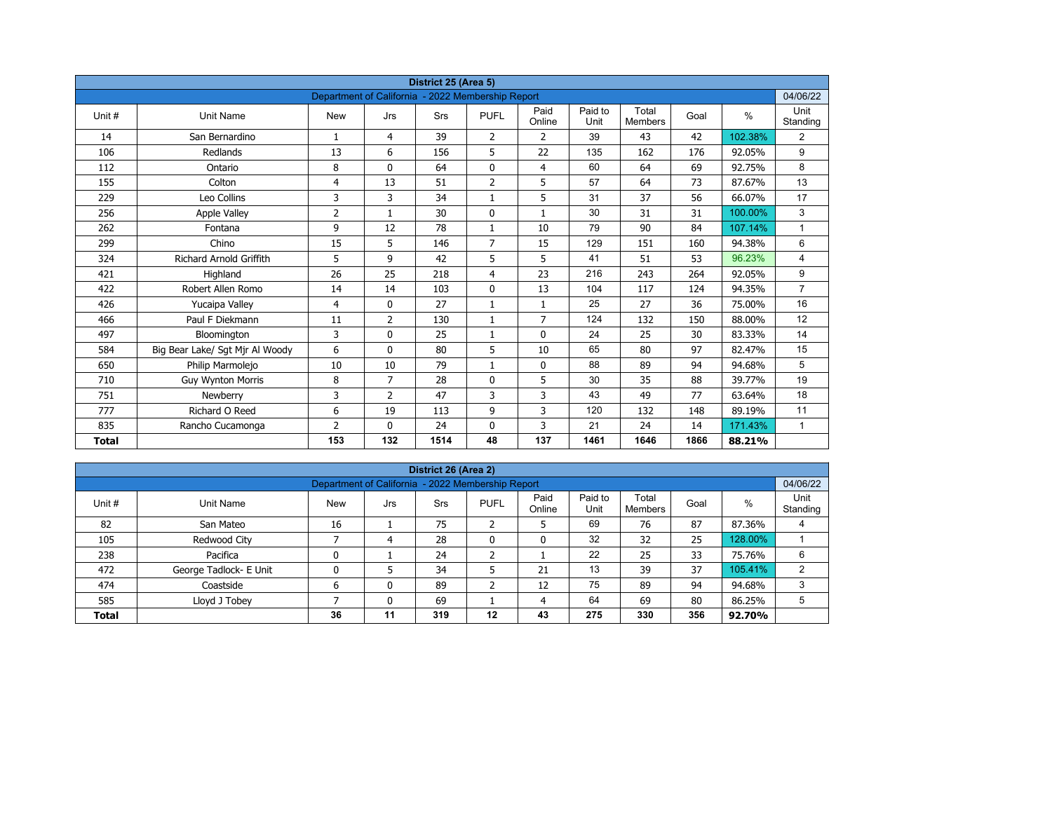| District 25 (Area 5) | | | | | | | | | | | |
|---|---|---|---|---|---|---|---|---|---|---|---|
| Department of California - 2022 Membership Report | | | | | | | | | | | 04/06/22 |
| Unit # | Unit Name | New | Jrs | Srs | PUFL | Paid Online | Paid to Unit | Total Members | Goal | % | Unit Standing |
| 14 | San Bernardino | 1 | 4 | 39 | 2 | 2 | 39 | 43 | 42 | 102.38% | 2 |
| 106 | Redlands | 13 | 6 | 156 | 5 | 22 | 135 | 162 | 176 | 92.05% | 9 |
| 112 | Ontario | 8 | 0 | 64 | 0 | 4 | 60 | 64 | 69 | 92.75% | 8 |
| 155 | Colton | 4 | 13 | 51 | 2 | 5 | 57 | 64 | 73 | 87.67% | 13 |
| 229 | Leo Collins | 3 | 3 | 34 | 1 | 5 | 31 | 37 | 56 | 66.07% | 17 |
| 256 | Apple Valley | 2 | 1 | 30 | 0 | 1 | 30 | 31 | 31 | 100.00% | 3 |
| 262 | Fontana | 9 | 12 | 78 | 1 | 10 | 79 | 90 | 84 | 107.14% | 1 |
| 299 | Chino | 15 | 5 | 146 | 7 | 15 | 129 | 151 | 160 | 94.38% | 6 |
| 324 | Richard Arnold Griffith | 5 | 9 | 42 | 5 | 5 | 41 | 51 | 53 | 96.23% | 4 |
| 421 | Highland | 26 | 25 | 218 | 4 | 23 | 216 | 243 | 264 | 92.05% | 9 |
| 422 | Robert Allen Romo | 14 | 14 | 103 | 0 | 13 | 104 | 117 | 124 | 94.35% | 7 |
| 426 | Yucaipa Valley | 4 | 0 | 27 | 1 | 1 | 25 | 27 | 36 | 75.00% | 16 |
| 466 | Paul F Diekmann | 11 | 2 | 130 | 1 | 7 | 124 | 132 | 150 | 88.00% | 12 |
| 497 | Bloomington | 3 | 0 | 25 | 1 | 0 | 24 | 25 | 30 | 83.33% | 14 |
| 584 | Big Bear Lake/ Sgt Mjr Al Woody | 6 | 0 | 80 | 5 | 10 | 65 | 80 | 97 | 82.47% | 15 |
| 650 | Philip Marmolejo | 10 | 10 | 79 | 1 | 0 | 88 | 89 | 94 | 94.68% | 5 |
| 710 | Guy Wynton Morris | 8 | 7 | 28 | 0 | 5 | 30 | 35 | 88 | 39.77% | 19 |
| 751 | Newberry | 3 | 2 | 47 | 3 | 3 | 43 | 49 | 77 | 63.64% | 18 |
| 777 | Richard O Reed | 6 | 19 | 113 | 9 | 3 | 120 | 132 | 148 | 89.19% | 11 |
| 835 | Rancho Cucamonga | 2 | 0 | 24 | 0 | 3 | 21 | 24 | 14 | 171.43% | 1 |
| **Total** | | **153** | **132** | **1514** | **48** | **137** | **1461** | **1646** | **1866** | **88.21%** | |

| District 26 (Area 2) | | | | | | | | | | | |
|---|---|---|---|---|---|---|---|---|---|---|---|
| Department of California - 2022 Membership Report | | | | | | | | | | | 04/06/22 |
| Unit # | Unit Name | New | Jrs | Srs | PUFL | Paid Online | Paid to Unit | Total Members | Goal | % | Unit Standing |
| 82 | San Mateo | 16 | 1 | 75 | 2 | 5 | 69 | 76 | 87 | 87.36% | 4 |
| 105 | Redwood City | 7 | 4 | 28 | 0 | 0 | 32 | 32 | 25 | 128.00% | 1 |
| 238 | Pacifica | 0 | 1 | 24 | 2 | 1 | 22 | 25 | 33 | 75.76% | 6 |
| 472 | George Tadlock- E Unit | 0 | 5 | 34 | 5 | 21 | 13 | 39 | 37 | 105.41% | 2 |
| 474 | Coastside | 6 | 0 | 89 | 2 | 12 | 75 | 89 | 94 | 94.68% | 3 |
| 585 | Lloyd J Tobey | 7 | 0 | 69 | 1 | 4 | 64 | 69 | 80 | 86.25% | 5 |
| **Total** | | **36** | **11** | **319** | **12** | **43** | **275** | **330** | **356** | **92.70%** | |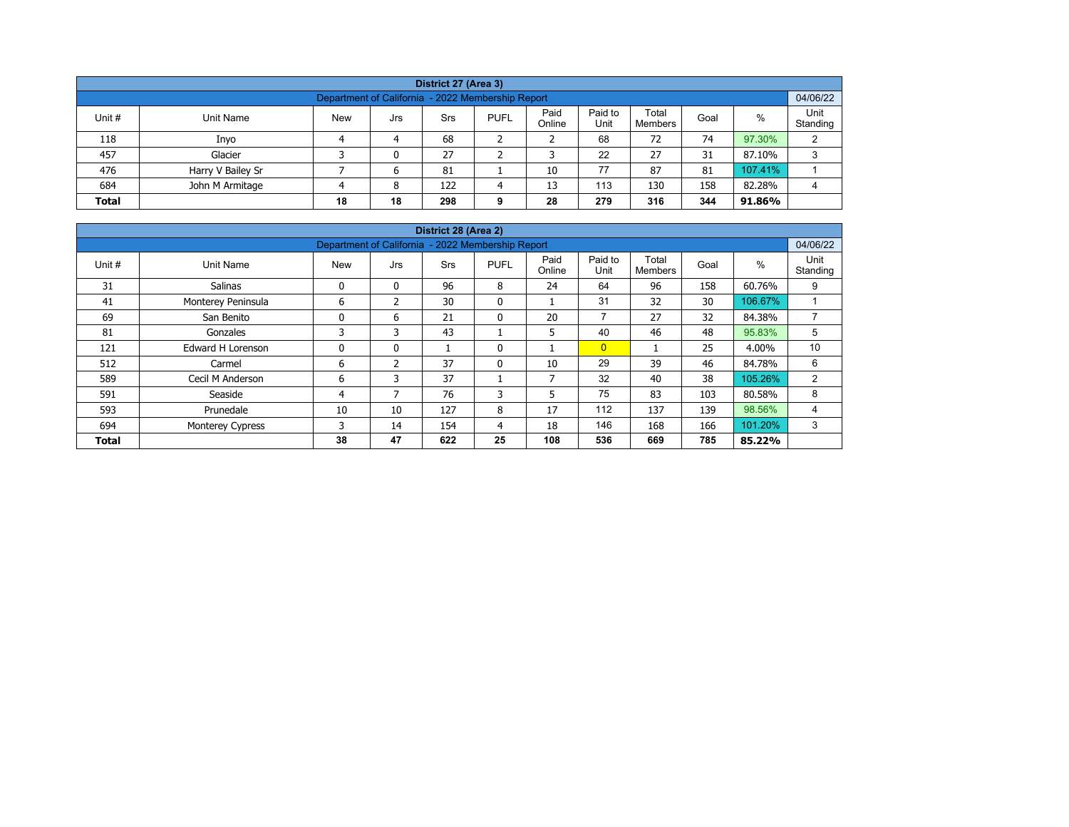| District 27 (Area 3) | | | | | | | | | | | |
|---|---|---|---|---|---|---|---|---|---|---|---|
| Department of California - 2022 Membership Report | | | | | | | | | | | 04/06/22 |
| Unit # | Unit Name | New | Jrs | Srs | PUFL | Paid Online | Paid to Unit | Total Members | Goal | % | Unit Standing |
| 118 | Inyo | 4 | 4 | 68 | 2 | 2 | 68 | 72 | 74 | 97.30% | 2 |
| 457 | Glacier | 3 | 0 | 27 | 2 | 3 | 22 | 27 | 31 | 87.10% | 3 |
| 476 | Harry V Bailey Sr | 7 | 6 | 81 | 1 | 10 | 77 | 87 | 81 | 107.41% | 1 |
| 684 | John M Armitage | 4 | 8 | 122 | 4 | 13 | 113 | 130 | 158 | 82.28% | 4 |
| **Total** | | **18** | **18** | **298** | **9** | **28** | **279** | **316** | **344** | **91.86%** | |

| District 28 (Area 2) | | | | | | | | | | | |
|---|---|---|---|---|---|---|---|---|---|---|---|
| Department of California - 2022 Membership Report | | | | | | | | | | | 04/06/22 |
| Unit # | Unit Name | New | Jrs | Srs | PUFL | Paid Online | Paid to Unit | Total Members | Goal | % | Unit Standing |
| 31 | Salinas | 0 | 0 | 96 | 8 | 24 | 64 | 96 | 158 | 60.76% | 9 |
| 41 | Monterey Peninsula | 6 | 2 | 30 | 0 | 1 | 31 | 32 | 30 | 106.67% | 1 |
| 69 | San Benito | 0 | 6 | 21 | 0 | 20 | 7 | 27 | 32 | 84.38% | 7 |
| 81 | Gonzales | 3 | 3 | 43 | 1 | 5 | 40 | 46 | 48 | 95.83% | 5 |
| 121 | Edward H Lorenson | 0 | 0 | 1 | 0 | 1 | 0 | 1 | 25 | 4.00% | 10 |
| 512 | Carmel | 6 | 2 | 37 | 0 | 10 | 29 | 39 | 46 | 84.78% | 6 |
| 589 | Cecil M Anderson | 6 | 3 | 37 | 1 | 7 | 32 | 40 | 38 | 105.26% | 2 |
| 591 | Seaside | 4 | 7 | 76 | 3 | 5 | 75 | 83 | 103 | 80.58% | 8 |
| 593 | Prunedale | 10 | 10 | 127 | 8 | 17 | 112 | 137 | 139 | 98.56% | 4 |
| 694 | Monterey Cypress | 3 | 14 | 154 | 4 | 18 | 146 | 168 | 166 | 101.20% | 3 |
| **Total** | | **38** | **47** | **622** | **25** | **108** | **536** | **669** | **785** | **85.22%** | |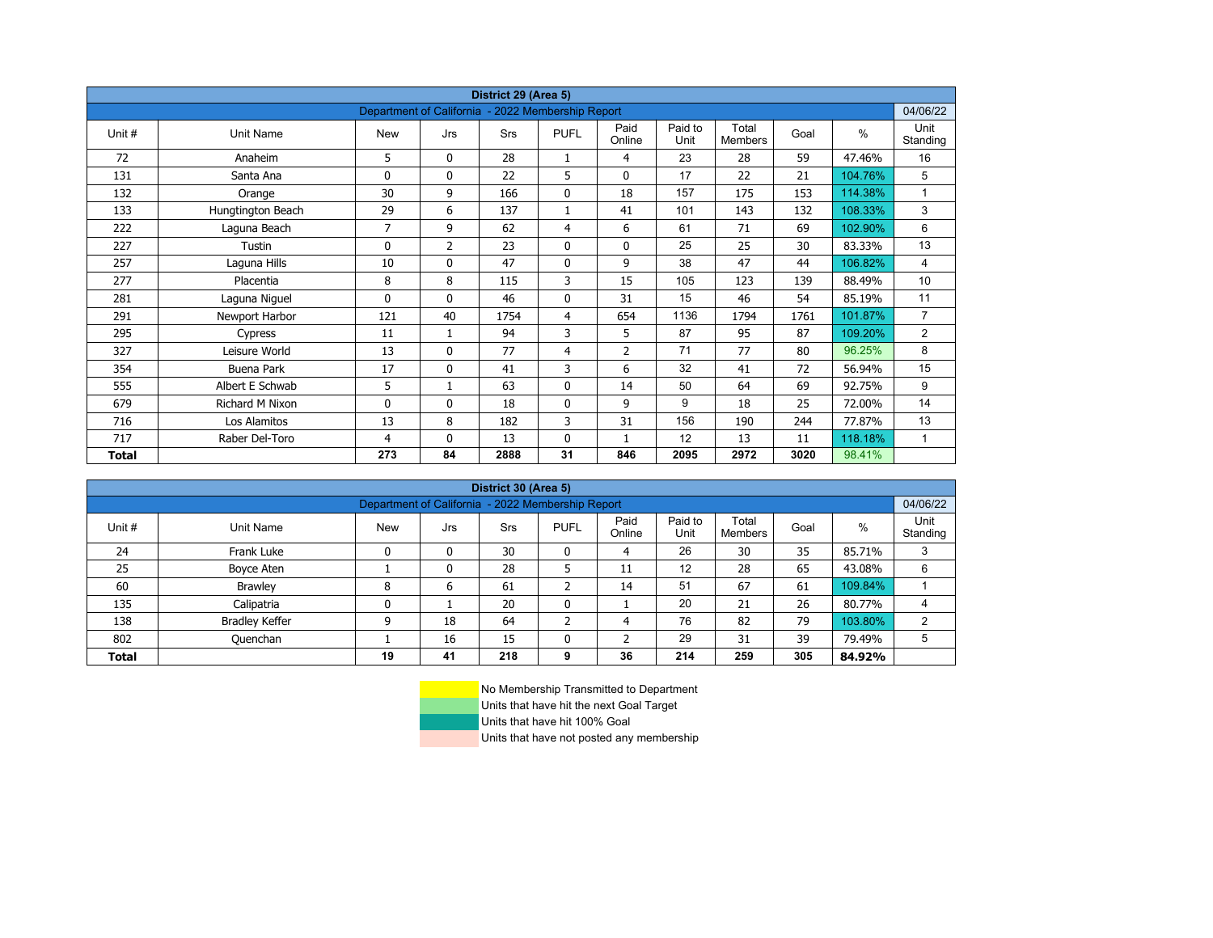| District 29 (Area 5) | | | | | | | | | | | |
|---|---|---|---|---|---|---|---|---|---|---|---|
| Department of California - 2022 Membership Report | | | | | | | | | | | 04/06/22 |
| Unit # | Unit Name | New | Jrs | Srs | PUFL | Paid Online | Paid to Unit | Total Members | Goal | % | Unit Standing |
| 72 | Anaheim | 5 | 0 | 28 | 1 | 4 | 23 | 28 | 59 | 47.46% | 16 |
| 131 | Santa Ana | 0 | 0 | 22 | 5 | 0 | 17 | 22 | 21 | 104.76% | 5 |
| 132 | Orange | 30 | 9 | 166 | 0 | 18 | 157 | 175 | 153 | 114.38% | 1 |
| 133 | Hungtington Beach | 29 | 6 | 137 | 1 | 41 | 101 | 143 | 132 | 108.33% | 3 |
| 222 | Laguna Beach | 7 | 9 | 62 | 4 | 6 | 61 | 71 | 69 | 102.90% | 6 |
| 227 | Tustin | 0 | 2 | 23 | 0 | 0 | 25 | 25 | 30 | 83.33% | 13 |
| 257 | Laguna Hills | 10 | 0 | 47 | 0 | 9 | 38 | 47 | 44 | 106.82% | 4 |
| 277 | Placentia | 8 | 8 | 115 | 3 | 15 | 105 | 123 | 139 | 88.49% | 10 |
| 281 | Laguna Niguel | 0 | 0 | 46 | 0 | 31 | 15 | 46 | 54 | 85.19% | 11 |
| 291 | Newport Harbor | 121 | 40 | 1754 | 4 | 654 | 1136 | 1794 | 1761 | 101.87% | 7 |
| 295 | Cypress | 11 | 1 | 94 | 3 | 5 | 87 | 95 | 87 | 109.20% | 2 |
| 327 | Leisure World | 13 | 0 | 77 | 4 | 2 | 71 | 77 | 80 | 96.25% | 8 |
| 354 | Buena Park | 17 | 0 | 41 | 3 | 6 | 32 | 41 | 72 | 56.94% | 15 |
| 555 | Albert E Schwab | 5 | 1 | 63 | 0 | 14 | 50 | 64 | 69 | 92.75% | 9 |
| 679 | Richard M Nixon | 0 | 0 | 18 | 0 | 9 | 9 | 18 | 25 | 72.00% | 14 |
| 716 | Los Alamitos | 13 | 8 | 182 | 3 | 31 | 156 | 190 | 244 | 77.87% | 13 |
| 717 | Raber Del-Toro | 4 | 0 | 13 | 0 | 1 | 12 | 13 | 11 | 118.18% | 1 |
| **Total** | | **273** | **84** | **2888** | **31** | **846** | **2095** | **2972** | **3020** | 98.41% | |

| District 30 (Area 5) | | | | | | | | | | | |
|---|---|---|---|---|---|---|---|---|---|---|---|
| Department of California - 2022 Membership Report | | | | | | | | | | | 04/06/22 |
| Unit # | Unit Name | New | Jrs | Srs | PUFL | Paid Online | Paid to Unit | Total Members | Goal | % | Unit Standing |
| 24 | Frank Luke | 0 | 0 | 30 | 0 | 4 | 26 | 30 | 35 | 85.71% | 3 |
| 25 | Boyce Aten | 1 | 0 | 28 | 5 | 11 | 12 | 28 | 65 | 43.08% | 6 |
| 60 | Brawley | 8 | 6 | 61 | 2 | 14 | 51 | 67 | 61 | 109.84% | 1 |
| 135 | Calipatria | 0 | 1 | 20 | 0 | 1 | 20 | 21 | 26 | 80.77% | 4 |
| 138 | Bradley Keffer | 9 | 18 | 64 | 2 | 4 | 76 | 82 | 79 | 103.80% | 2 |
| 802 | Quenchan | 1 | 16 | 15 | 0 | 2 | 29 | 31 | 39 | 79.49% | 5 |
| **Total** | | **19** | **41** | **218** | **9** | **36** | **214** | **259** | **305** | **84.92%** | |

No Membership Transmitted to Department

Units that have hit the next Goal Target

Units that have hit 100% Goal

Units that have not posted any membership